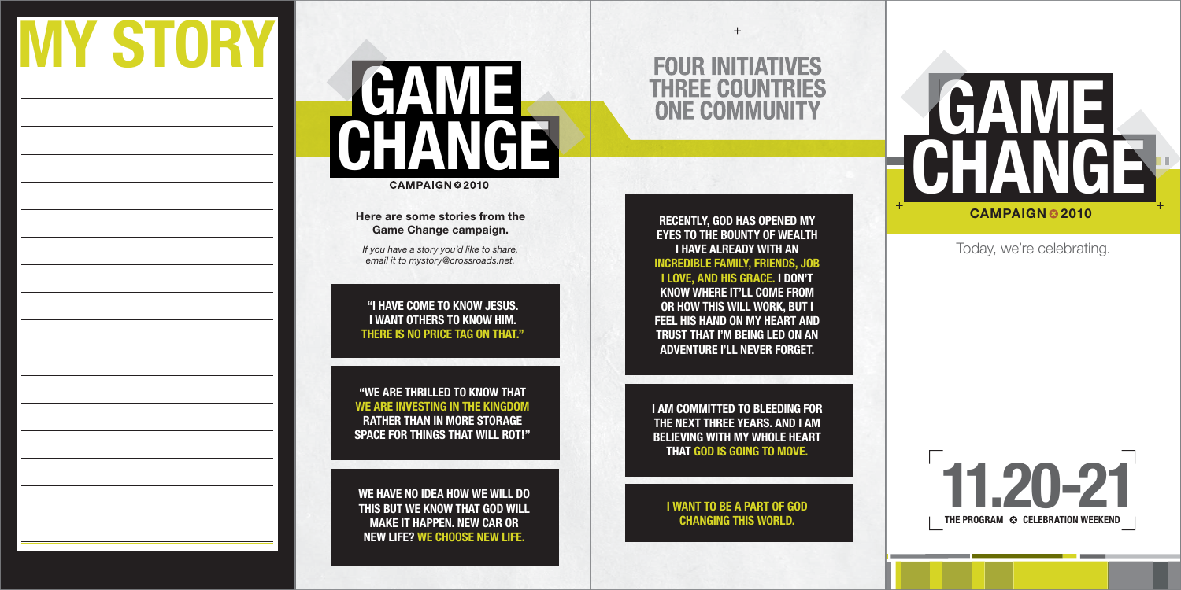# MY STORY

# GAME CHANGE

CAMPAIGN 2010

**Here are some stories from the Game Change campaign.**

*If you have a story you'd like to share, email it to mystory@crossroads.net.*

**"I HAVE COME TO KNOW JESUS. I WANT OTHERS TO KNOW HIM. THERE IS NO PRICE TAG ON THAT."**

**"WE ARE THRILLED TO KNOW THAT WE ARE INVESTING IN THE KINGDOM RATHER THAN IN MORE STORAGE SPACE FOR THINGS THAT WILL ROT!"**

**WE HAVE NO IDEA HOW WE WILL DO THIS BUT WE KNOW THAT GOD WILL MAKE IT HAPPEN. NEW CAR OR NEW LIFE? WE CHOOSE NEW LIFE.**

## FOUR INITIATIVES THREE COUNTRIES ONE COMMUNITY

**RECENTLY, GOD HAS OPENED MY EYES TO THE BOUNTY OF WEALTH I HAVE ALREADY WITH AN INCREDIBLE FAMILY, FRIENDS, JOB I LOVE, AND HIS GRACE. I DON'T KNOW WHERE IT'LL COME FROM OR HOW THIS WILL WORK, BUT I FEEL HIS HAND ON MY HEART AND TRUST THAT I'M BEING LED ON AN ADVENTURE I'LL NEVER FORGET.**

**I AM COMMITTED TO BLEEDING FOR THE NEXT THREE YEARS. AND I AM BELIEVING WITH MY WHOLE HEART THAT GOD IS GOING TO MOVE.**

**I WANT TO BE A PART OF GOD CHANGING THIS WORLD.**

# GAME CHANGE

CAMPAIGN 2010

Today, we're celebrating.

## 11.20-21

THE PROGRAM · CELEBRATION WEEKEND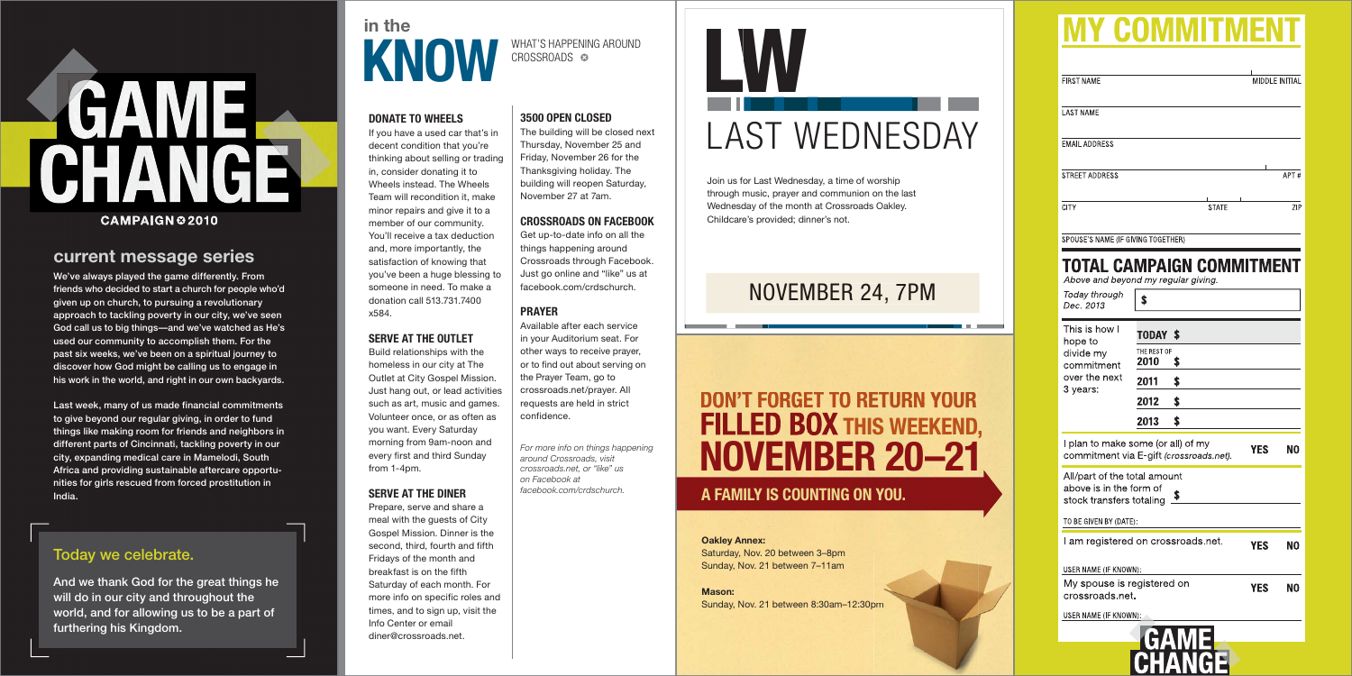# GAME CHANGE

CAMPAIGN 2010

## current message series

We've always played the game differently. From friends who decided to start a church for people who'd given up on church, to pursuing a revolutionary approach to tackling poverty in our city, we've seen God call us to big things—and we've watched as He's used our community to accomplish them. For the past six weeks, we've been on a spiritual journey to discover how God might be calling us to engage in his work in the world, and right in our own backyards.

Last week, many of us made financial commitments to give beyond our regular giving, in order to fund things like making room for friends and neighbors in different parts of Cincinnati, tackling poverty in our city, expanding medical care in Mamelodi, South Africa and providing sustainable aftercare opportunities for girls rescued from forced prostitution in India.

### Today we celebrate.

And we thank God for the great things he will do in our city and throughout the world, and for allowing us to be a part of furthering his Kingdom.

# in the KNOW

WHAT'S HAPPENING AROUND CROSSROADS

### DONATE TO WHEELS

If you have a used car that's in decent condition that you're thinking about selling or trading in, consider donating it to Wheels instead. The Wheels Team will recondition it, make minor repairs and give it to a member of our community. You'll receive a tax deduction and, more importantly, the satisfaction of knowing that you've been a huge blessing to someone in need. To make a donation call 513.731.7400 x584.

### SERVE AT THE OUTLET

Build relationships with the homeless in our city at The Outlet at City Gospel Mission. Just hang out, or lead activities such as art, music and games. Volunteer once, or as often as you want. Every Saturday morning from 9am-noon and every first and third Sunday from 1-4pm.

### SERVE AT THE DINER

Prepare, serve and share a meal with the guests of City Gospel Mission. Dinner is the second, third, fourth and fifth Fridays of the month and breakfast is on the fifth Saturday of each month. For more info on specific roles and times, and to sign up, visit the Info Center or email diner@crossroads.net.

### 3500 OPEN CLOSED

The building will be closed next Thursday, November 25 and Friday, November 26 for the Thanksgiving holiday. The building will reopen Saturday, November 27 at 7am.

### CROSSROADS ON FACEBOOK

Get up-to-date info on all the things happening around Crossroads through Facebook. Just go online and "like" us at facebook.com/crdschurch.

### PRAYER

Available after each service in your Auditorium seat. For other ways to receive prayer, or to find out about serving on the Prayer Team, go to crossroads.net/prayer. All requests are held in strict confidence.

*For more info on things happening around Crossroads, visit crossroads.net, or "like" us on Facebook at facebook.com/crdschurch.*

# LW LAST WEDNESDAY

Join us for Last Wednesday, a time of worship through music, prayer and communion on the last Wednesday of the month at Crossroads Oakley. Childcare's provided; dinner's not.

## NOVEMBER 24, 7PM

## DON'T FORGET TO RETURN YOUR FILLED BOX THIS WEEKEND, NOVEMBER 20–21

### A FAMILY IS COUNTING ON YOU.

**Oakley Annex:**
Saturday, Nov. 20 between 3–8pm
Sunday, Nov. 21 between 7–11am

**Mason:**
Sunday, Nov. 21 between 8:30am–12:30pm

# MY COMMITMENT

FIRST NAME ______ MIDDLE INITIAL ______

LAST NAME ______

EMAIL ADDRESS ______

STREET ADDRESS ______ APT # ______

CITY ______ STATE ______ ZIP ______

SPOUSE'S NAME (IF GIVING TOGETHER) ______

## TOTAL CAMPAIGN COMMITMENT

*Above and beyond my regular giving.*

*Today through Dec. 2013* $ ______

This is how I hope to divide my commitment over the next 3 years:

| | |
|---|---|
| TODAY | $ |
| THE REST OF 2010 | $ |
| 2011 | $ |
| 2012 | $ |
| 2013 | $ |

I plan to make some (or all) of my commitment via E-gift *(crossroads.net)*. YES NO

All/part of the total amount above is in the form of stock transfers totaling $ ______

TO BE GIVEN BY (DATE): ______

I am registered on crossroads.net. YES NO

USER NAME (IF KNOWN): ______

My spouse is registered on crossroads.net. YES NO

USER NAME (IF KNOWN): ______

GAME CHANGE